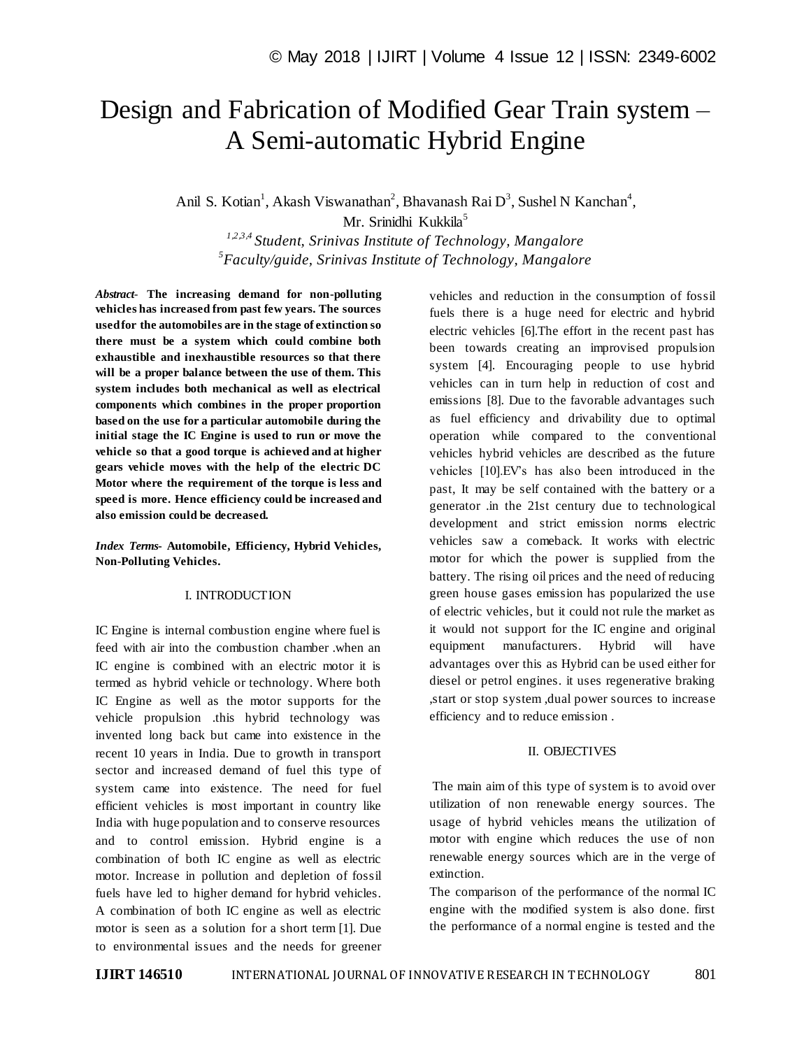# Design and Fabrication of Modified Gear Train system – A Semi-automatic Hybrid Engine

Anil S. Kotian[1], Akash Viswanathan[2], Bhavanash Rai D[3], Sushel N Kanchan[4], Mr. Srinidhi Kukkila[5]

[1,2,3,4] *Student, Srinivas Institute of Technology, Mangalore*
[5] *Faculty/guide, Srinivas Institute of Technology, Mangalore*

***Abstract-*** **The increasing demand for non-polluting vehicles has increased from past few years. The sources used for the automobiles are in the stage of extinction so there must be a system which could combine both exhaustible and inexhaustible resources so that there will be a proper balance between the use of them. This system includes both mechanical as well as electrical components which combines in the proper proportion based on the use for a particular automobile during the initial stage the IC Engine is used to run or move the vehicle so that a good torque is achieved and at higher gears vehicle moves with the help of the electric DC Motor where the requirement of the torque is less and speed is more. Hence efficiency could be increased and also emission could be decreased.**

***Index Terms-*** **Automobile, Efficiency, Hybrid Vehicles, Non-Polluting Vehicles.**

## I. INTRODUCTION

IC Engine is internal combustion engine where fuel is feed with air into the combustion chamber .when an IC engine is combined with an electric motor it is termed as hybrid vehicle or technology. Where both IC Engine as well as the motor supports for the vehicle propulsion .this hybrid technology was invented long back but came into existence in the recent 10 years in India. Due to growth in transport sector and increased demand of fuel this type of system came into existence. The need for fuel efficient vehicles is most important in country like India with huge population and to conserve resources and to control emission. Hybrid engine is a combination of both IC engine as well as electric motor. Increase in pollution and depletion of fossil fuels have led to higher demand for hybrid vehicles. A combination of both IC engine as well as electric motor is seen as a solution for a short term [1]. Due to environmental issues and the needs for greener vehicles and reduction in the consumption of fossil fuels there is a huge need for electric and hybrid electric vehicles [6].The effort in the recent past has been towards creating an improvised propulsion system [4]. Encouraging people to use hybrid vehicles can in turn help in reduction of cost and emissions [8]. Due to the favorable advantages such as fuel efficiency and drivability due to optimal operation while compared to the conventional vehicles hybrid vehicles are described as the future vehicles [10].EV's has also been introduced in the past, It may be self contained with the battery or a generator .in the 21st century due to technological development and strict emission norms electric vehicles saw a comeback. It works with electric motor for which the power is supplied from the battery. The rising oil prices and the need of reducing green house gases emission has popularized the use of electric vehicles, but it could not rule the market as it would not support for the IC engine and original equipment manufacturers. Hybrid will have advantages over this as Hybrid can be used either for diesel or petrol engines. it uses regenerative braking ,start or stop system ,dual power sources to increase efficiency and to reduce emission .

## II. OBJECTIVES

The main aim of this type of system is to avoid over utilization of non renewable energy sources. The usage of hybrid vehicles means the utilization of motor with engine which reduces the use of non renewable energy sources which are in the verge of extinction.

The comparison of the performance of the normal IC engine with the modified system is also done. first the performance of a normal engine is tested and the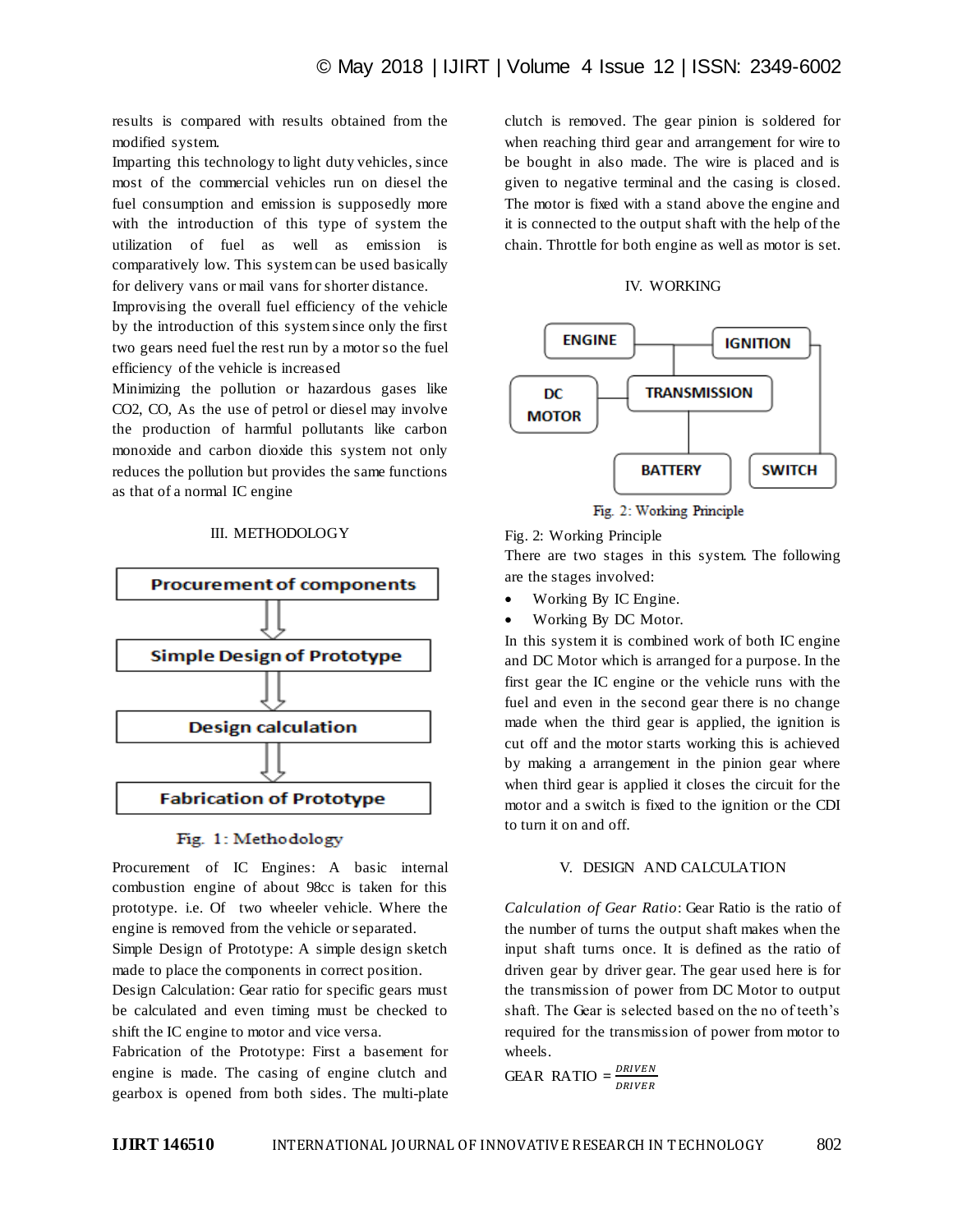results is compared with results obtained from the modified system.

Imparting this technology to light duty vehicles, since most of the commercial vehicles run on diesel the fuel consumption and emission is supposedly more with the introduction of this type of system the utilization of fuel as well as emission is comparatively low. This system can be used basically for delivery vans or mail vans for shorter distance.

Improvising the overall fuel efficiency of the vehicle by the introduction of this system since only the first two gears need fuel the rest run by a motor so the fuel efficiency of the vehicle is increased

Minimizing the pollution or hazardous gases like $CO_2$, CO, As the use of petrol or diesel may involve the production of harmful pollutants like carbon monoxide and carbon dioxide this system not only reduces the pollution but provides the same functions as that of a normal IC engine

## III. METHODOLOGY

Procurement of components → Simple Design of Prototype → Design calculation → Fabrication of Prototype

Fig. 1: Methodology

Procurement of IC Engines: A basic internal combustion engine of about 98cc is taken for this prototype. i.e. Of two wheeler vehicle. Where the engine is removed from the vehicle or separated.

Simple Design of Prototype: A simple design sketch made to place the components in correct position.

Design Calculation: Gear ratio for specific gears must be calculated and even timing must be checked to shift the IC engine to motor and vice versa.

Fabrication of the Prototype: First a basement for engine is made. The casing of engine clutch and gearbox is opened from both sides. The multi-plate clutch is removed. The gear pinion is soldered for when reaching third gear and arrangement for wire to be bought in also made. The wire is placed and is given to negative terminal and the casing is closed. The motor is fixed with a stand above the engine and it is connected to the output shaft with the help of the chain. Throttle for both engine as well as motor is set.

## IV. WORKING

ENGINE, IGNITION, DC MOTOR, TRANSMISSION, BATTERY, SWITCH

Fig. 2: Working Principle

Fig. 2: Working Principle

There are two stages in this system. The following are the stages involved:

- Working By IC Engine.
- Working By DC Motor.

In this system it is combined work of both IC engine and DC Motor which is arranged for a purpose. In the first gear the IC engine or the vehicle runs with the fuel and even in the second gear there is no change made when the third gear is applied, the ignition is cut off and the motor starts working this is achieved by making a arrangement in the pinion gear where when third gear is applied it closes the circuit for the motor and a switch is fixed to the ignition or the CDI to turn it on and off.

## V. DESIGN AND CALCULATION

*Calculation of Gear Ratio*: Gear Ratio is the ratio of the number of turns the output shaft makes when the input shaft turns once. It is defined as the ratio of driven gear by driver gear. The gear used here is for the transmission of power from DC Motor to output shaft. The Gear is selected based on the no of teeth's required for the transmission of power from motor to wheels.

GEAR RATIO $= \frac{DRIVEN}{DRIVER}$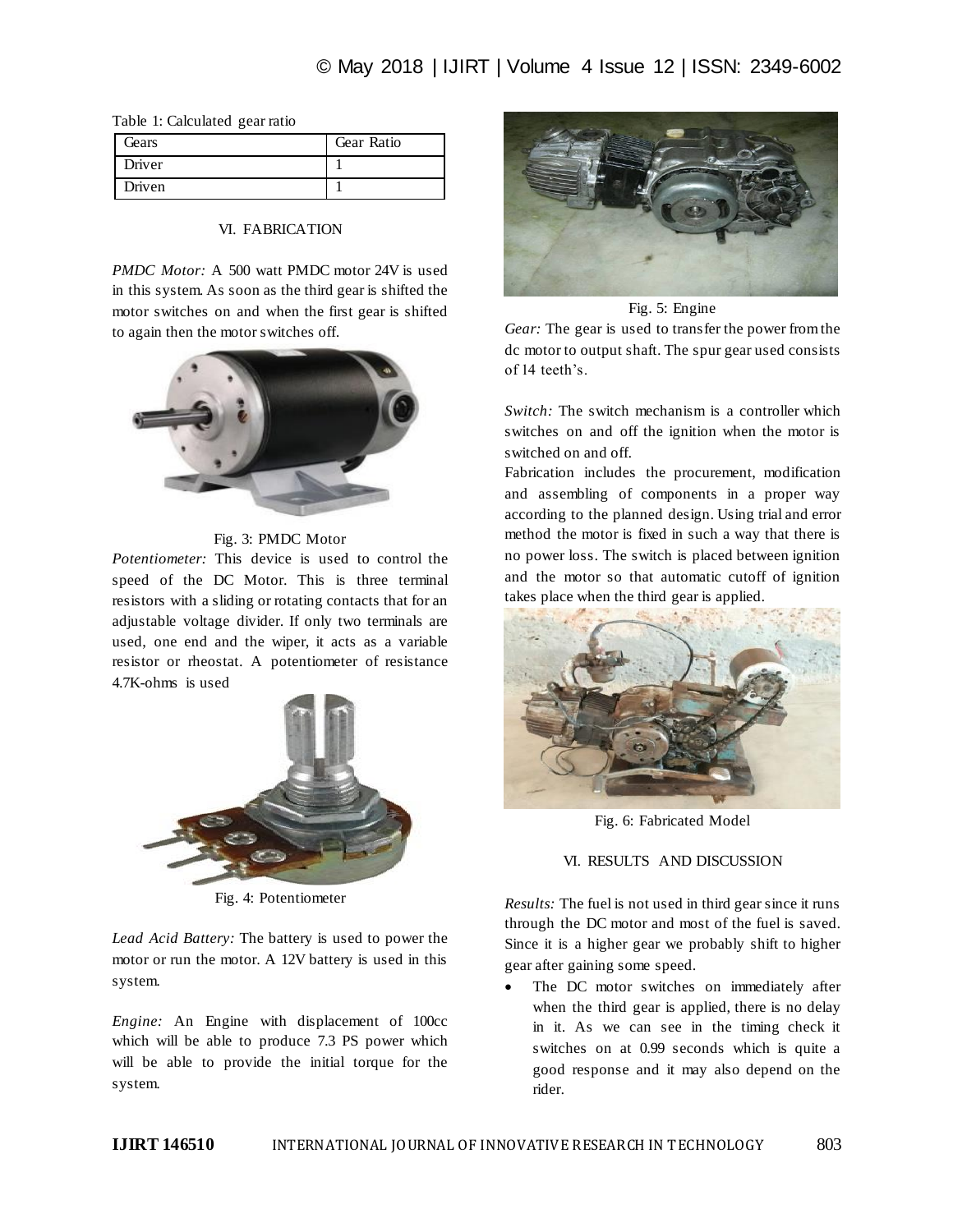Table 1: Calculated gear ratio

| Gears | Gear Ratio |
| --- | --- |
| Driver | 1 |
| Driven | 1 |

## VI. FABRICATION

*PMDC Motor:* A 500 watt PMDC motor 24V is used in this system. As soon as the third gear is shifted the motor switches on and when the first gear is shifted to again then the motor switches off.

Fig. 3: PMDC Motor

*Potentiometer:* This device is used to control the speed of the DC Motor. This is three terminal resistors with a sliding or rotating contacts that for an adjustable voltage divider. If only two terminals are used, one end and the wiper, it acts as a variable resistor or rheostat. A potentiometer of resistance 4.7K-ohms is used

Fig. 4: Potentiometer

*Lead Acid Battery:* The battery is used to power the motor or run the motor. A 12V battery is used in this system.

*Engine:* An Engine with displacement of 100cc which will be able to produce 7.3 PS power which will be able to provide the initial torque for the system.

Fig. 5: Engine

*Gear:* The gear is used to transfer the power from the dc motor to output shaft. The spur gear used consists of 14 teeth's.

*Switch:* The switch mechanism is a controller which switches on and off the ignition when the motor is switched on and off.

Fabrication includes the procurement, modification and assembling of components in a proper way according to the planned design. Using trial and error method the motor is fixed in such a way that there is no power loss. The switch is placed between ignition and the motor so that automatic cutoff of ignition takes place when the third gear is applied.

Fig. 6: Fabricated Model

## VI. RESULTS AND DISCUSSION

*Results:* The fuel is not used in third gear since it runs through the DC motor and most of the fuel is saved. Since it is a higher gear we probably shift to higher gear after gaining some speed.

- The DC motor switches on immediately after when the third gear is applied, there is no delay in it. As we can see in the timing check it switches on at 0.99 seconds which is quite a good response and it may also depend on the rider.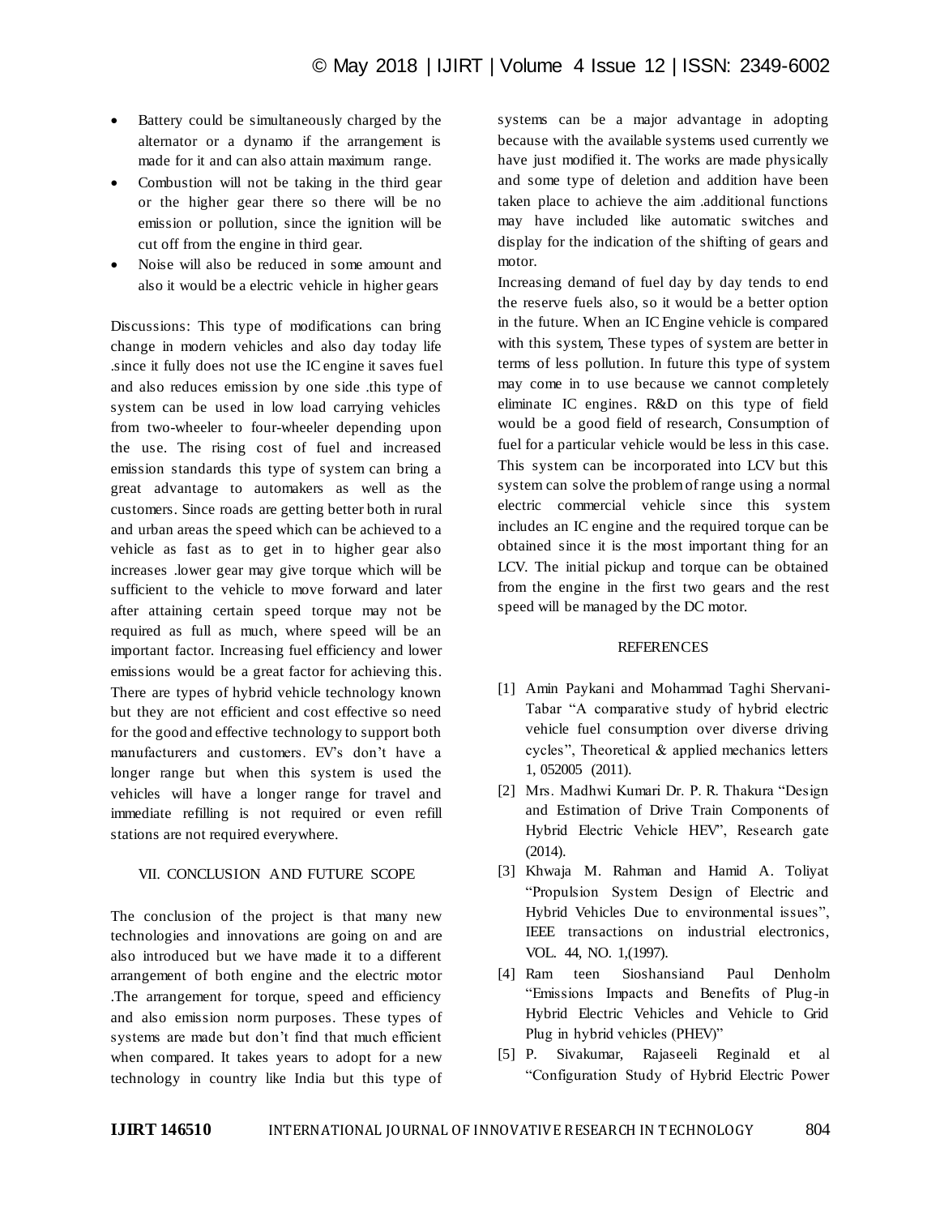- Battery could be simultaneously charged by the alternator or a dynamo if the arrangement is made for it and can also attain maximum range.
- Combustion will not be taking in the third gear or the higher gear there so there will be no emission or pollution, since the ignition will be cut off from the engine in third gear.
- Noise will also be reduced in some amount and also it would be a electric vehicle in higher gears

Discussions: This type of modifications can bring change in modern vehicles and also day today life .since it fully does not use the IC engine it saves fuel and also reduces emission by one side .this type of system can be used in low load carrying vehicles from two-wheeler to four-wheeler depending upon the use. The rising cost of fuel and increased emission standards this type of system can bring a great advantage to automakers as well as the customers. Since roads are getting better both in rural and urban areas the speed which can be achieved to a vehicle as fast as to get in to higher gear also increases .lower gear may give torque which will be sufficient to the vehicle to move forward and later after attaining certain speed torque may not be required as full as much, where speed will be an important factor. Increasing fuel efficiency and lower emissions would be a great factor for achieving this. There are types of hybrid vehicle technology known but they are not efficient and cost effective so need for the good and effective technology to support both manufacturers and customers. EV's don't have a longer range but when this system is used the vehicles will have a longer range for travel and immediate refilling is not required or even refill stations are not required everywhere.

## VII. CONCLUSION AND FUTURE SCOPE

The conclusion of the project is that many new technologies and innovations are going on and are also introduced but we have made it to a different arrangement of both engine and the electric motor .The arrangement for torque, speed and efficiency and also emission norm purposes. These types of systems are made but don't find that much efficient when compared. It takes years to adopt for a new technology in country like India but this type of systems can be a major advantage in adopting because with the available systems used currently we have just modified it. The works are made physically and some type of deletion and addition have been taken place to achieve the aim .additional functions may have included like automatic switches and display for the indication of the shifting of gears and motor.

Increasing demand of fuel day by day tends to end the reserve fuels also, so it would be a better option in the future. When an IC Engine vehicle is compared with this system, These types of system are better in terms of less pollution. In future this type of system may come in to use because we cannot completely eliminate IC engines. R&D on this type of field would be a good field of research, Consumption of fuel for a particular vehicle would be less in this case. This system can be incorporated into LCV but this system can solve the problem of range using a normal electric commercial vehicle since this system includes an IC engine and the required torque can be obtained since it is the most important thing for an LCV. The initial pickup and torque can be obtained from the engine in the first two gears and the rest speed will be managed by the DC motor.

## REFERENCES

[1] Amin Paykani and Mohammad Taghi Shervani-Tabar "A comparative study of hybrid electric vehicle fuel consumption over diverse driving cycles", Theoretical & applied mechanics letters 1, 052005 (2011).

[2] Mrs. Madhwi Kumari Dr. P. R. Thakura "Design and Estimation of Drive Train Components of Hybrid Electric Vehicle HEV", Research gate (2014).

[3] Khwaja M. Rahman and Hamid A. Toliyat "Propulsion System Design of Electric and Hybrid Vehicles Due to environmental issues", IEEE transactions on industrial electronics, VOL. 44, NO. 1,(1997).

[4] Ram teen Sioshansiand Paul Denholm "Emissions Impacts and Benefits of Plug-in Hybrid Electric Vehicles and Vehicle to Grid Plug in hybrid vehicles (PHEV)"

[5] P. Sivakumar, Rajaseeli Reginald et al "Configuration Study of Hybrid Electric Power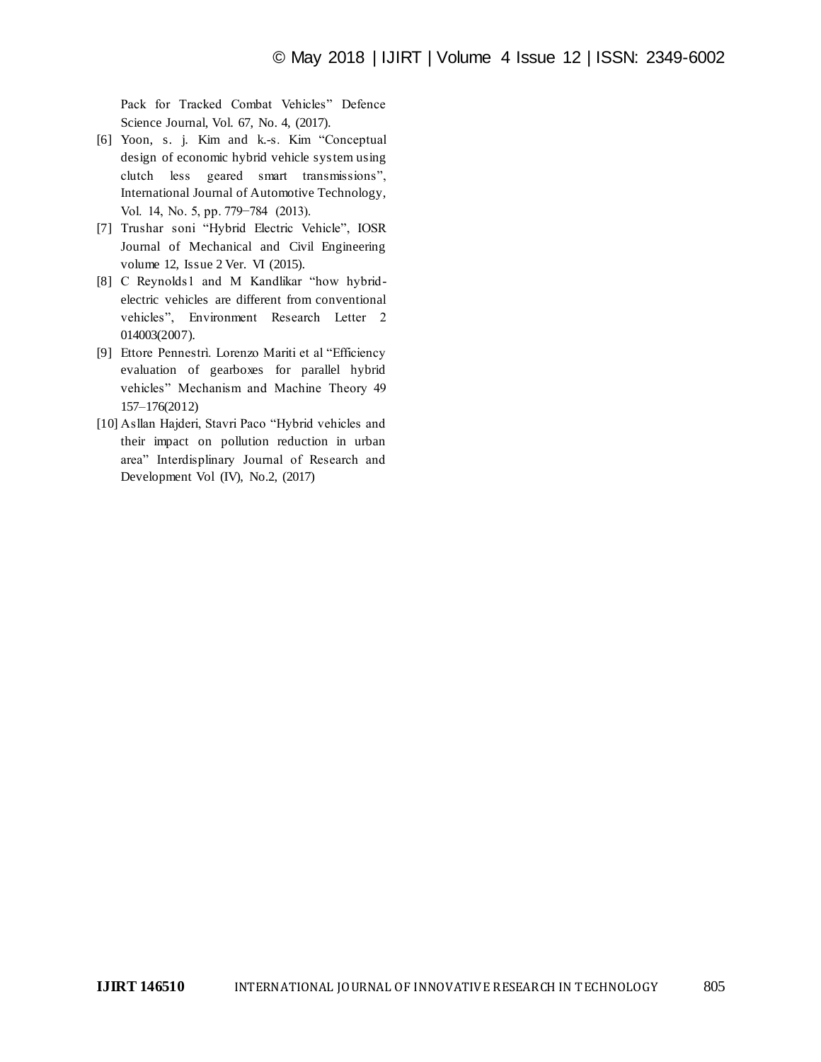Pack for Tracked Combat Vehicles" Defence Science Journal, Vol. 67, No. 4, (2017).

[6] Yoon, s. j. Kim and k.-s. Kim "Conceptual design of economic hybrid vehicle system using clutch less geared smart transmissions", International Journal of Automotive Technology, Vol. 14, No. 5, pp. 779−784 (2013).

[7] Trushar soni "Hybrid Electric Vehicle", IOSR Journal of Mechanical and Civil Engineering volume 12, Issue 2 Ver. VI (2015).

[8] C Reynolds1 and M Kandlikar "how hybrid-electric vehicles are different from conventional vehicles", Environment Research Letter 2 014003(2007).

[9] Ettore Pennestrì. Lorenzo Mariti et al "Efficiency evaluation of gearboxes for parallel hybrid vehicles" Mechanism and Machine Theory 49 157–176(2012)

[10] Asllan Hajderi, Stavri Paco "Hybrid vehicles and their impact on pollution reduction in urban area" Interdisplinary Journal of Research and Development Vol (IV), No.2, (2017)